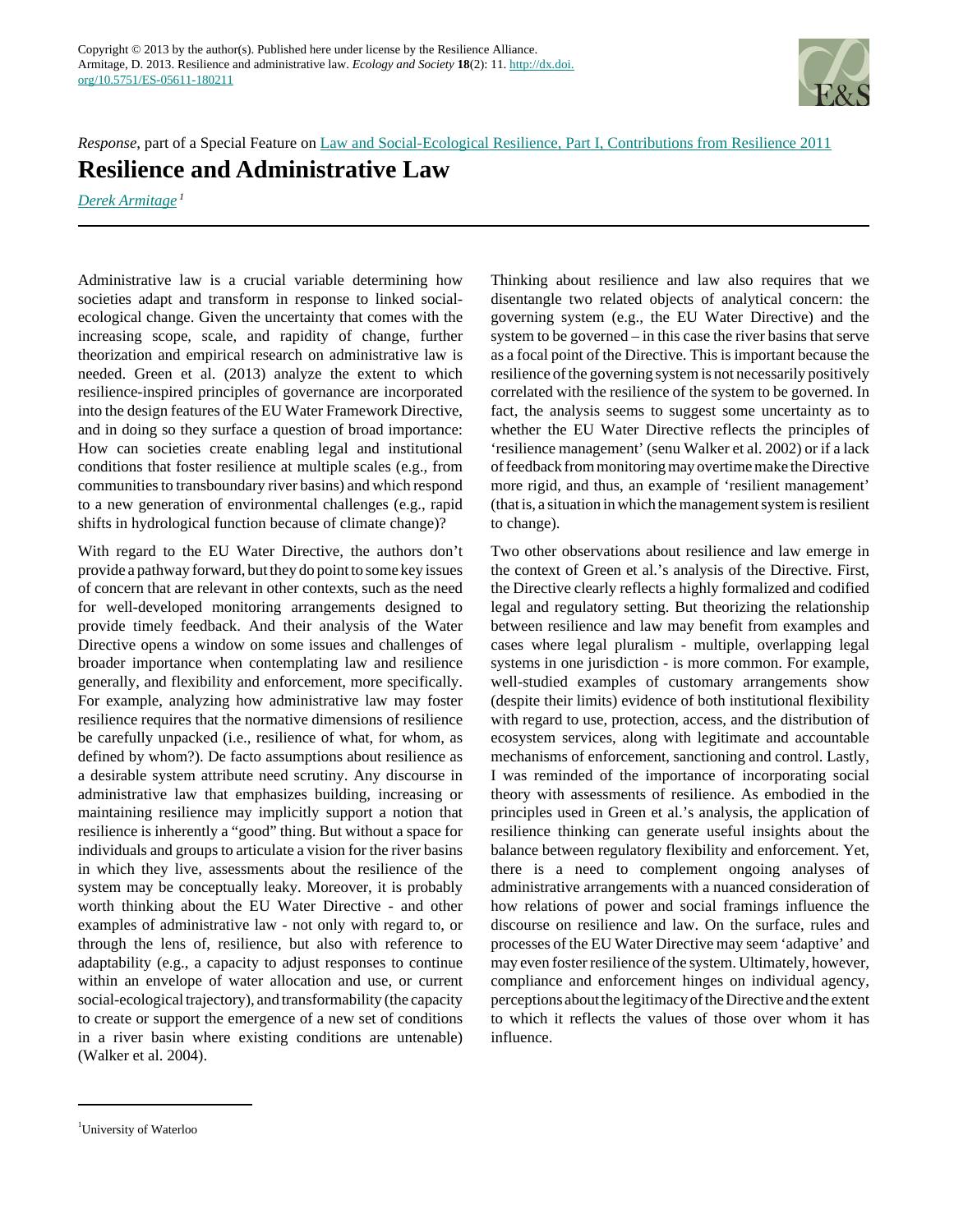Copyright © 2013 by the author(s). Published here under license by the Resilience Alliance.
Armitage, D. 2013. Resilience and administrative law. *Ecology and Society* **18**(2): 11. http://dx.doi.org/10.5751/ES-05611-180211

*Response*, part of a Special Feature on Law and Social-Ecological Resilience, Part I, Contributions from Resilience 2011

# Resilience and Administrative Law

*Derek Armitage*[1]

Administrative law is a crucial variable determining how societies adapt and transform in response to linked social-ecological change. Given the uncertainty that comes with the increasing scope, scale, and rapidity of change, further theorization and empirical research on administrative law is needed. Green et al. (2013) analyze the extent to which resilience-inspired principles of governance are incorporated into the design features of the EU Water Framework Directive, and in doing so they surface a question of broad importance: How can societies create enabling legal and institutional conditions that foster resilience at multiple scales (e.g., from communities to transboundary river basins) and which respond to a new generation of environmental challenges (e.g., rapid shifts in hydrological function because of climate change)?

With regard to the EU Water Directive, the authors don't provide a pathway forward, but they do point to some key issues of concern that are relevant in other contexts, such as the need for well-developed monitoring arrangements designed to provide timely feedback. And their analysis of the Water Directive opens a window on some issues and challenges of broader importance when contemplating law and resilience generally, and flexibility and enforcement, more specifically. For example, analyzing how administrative law may foster resilience requires that the normative dimensions of resilience be carefully unpacked (i.e., resilience of what, for whom, as defined by whom?). De facto assumptions about resilience as a desirable system attribute need scrutiny. Any discourse in administrative law that emphasizes building, increasing or maintaining resilience may implicitly support a notion that resilience is inherently a "good" thing. But without a space for individuals and groups to articulate a vision for the river basins in which they live, assessments about the resilience of the system may be conceptually leaky. Moreover, it is probably worth thinking about the EU Water Directive - and other examples of administrative law - not only with regard to, or through the lens of, resilience, but also with reference to adaptability (e.g., a capacity to adjust responses to continue within an envelope of water allocation and use, or current social-ecological trajectory), and transformability (the capacity to create or support the emergence of a new set of conditions in a river basin where existing conditions are untenable) (Walker et al. 2004).

Thinking about resilience and law also requires that we disentangle two related objects of analytical concern: the governing system (e.g., the EU Water Directive) and the system to be governed – in this case the river basins that serve as a focal point of the Directive. This is important because the resilience of the governing system is not necessarily positively correlated with the resilience of the system to be governed. In fact, the analysis seems to suggest some uncertainty as to whether the EU Water Directive reflects the principles of 'resilience management' (senu Walker et al. 2002) or if a lack of feedback from monitoring may overtime make the Directive more rigid, and thus, an example of 'resilient management' (that is, a situation in which the management system is resilient to change).

Two other observations about resilience and law emerge in the context of Green et al.'s analysis of the Directive. First, the Directive clearly reflects a highly formalized and codified legal and regulatory setting. But theorizing the relationship between resilience and law may benefit from examples and cases where legal pluralism - multiple, overlapping legal systems in one jurisdiction - is more common. For example, well-studied examples of customary arrangements show (despite their limits) evidence of both institutional flexibility with regard to use, protection, access, and the distribution of ecosystem services, along with legitimate and accountable mechanisms of enforcement, sanctioning and control. Lastly, I was reminded of the importance of incorporating social theory with assessments of resilience. As embodied in the principles used in Green et al.'s analysis, the application of resilience thinking can generate useful insights about the balance between regulatory flexibility and enforcement. Yet, there is a need to complement ongoing analyses of administrative arrangements with a nuanced consideration of how relations of power and social framings influence the discourse on resilience and law. On the surface, rules and processes of the EU Water Directive may seem 'adaptive' and may even foster resilience of the system. Ultimately, however, compliance and enforcement hinges on individual agency, perceptions about the legitimacy of the Directive and the extent to which it reflects the values of those over whom it has influence.

[1]University of Waterloo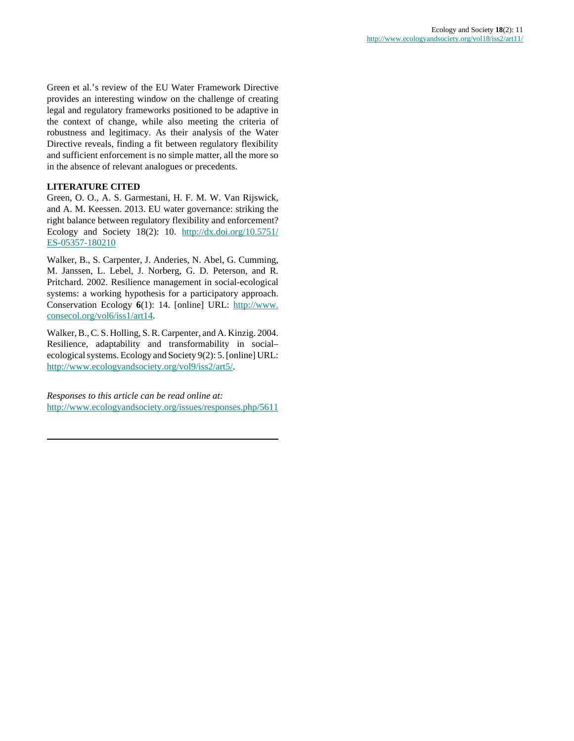Green et al.'s review of the EU Water Framework Directive provides an interesting window on the challenge of creating legal and regulatory frameworks positioned to be adaptive in the context of change, while also meeting the criteria of robustness and legitimacy. As their analysis of the Water Directive reveals, finding a fit between regulatory flexibility and sufficient enforcement is no simple matter, all the more so in the absence of relevant analogues or precedents.

## LITERATURE CITED

Green, O. O., A. S. Garmestani, H. F. M. W. Van Rijswick, and A. M. Keessen. 2013. EU water governance: striking the right balance between regulatory flexibility and enforcement? Ecology and Society 18(2): 10. http://dx.doi.org/10.5751/ES-05357-180210

Walker, B., S. Carpenter, J. Anderies, N. Abel, G. Cumming, M. Janssen, L. Lebel, J. Norberg, G. D. Peterson, and R. Pritchard. 2002. Resilience management in social-ecological systems: a working hypothesis for a participatory approach. Conservation Ecology **6**(1): 14. [online] URL: http://www.consecol.org/vol6/iss1/art14.

Walker, B., C. S. Holling, S. R. Carpenter, and A. Kinzig. 2004. Resilience, adaptability and transformability in social–ecological systems. Ecology and Society 9(2): 5. [online] URL: http://www.ecologyandsociety.org/vol9/iss2/art5/.

*Responses to this article can be read online at:*
http://www.ecologyandsociety.org/issues/responses.php/5611